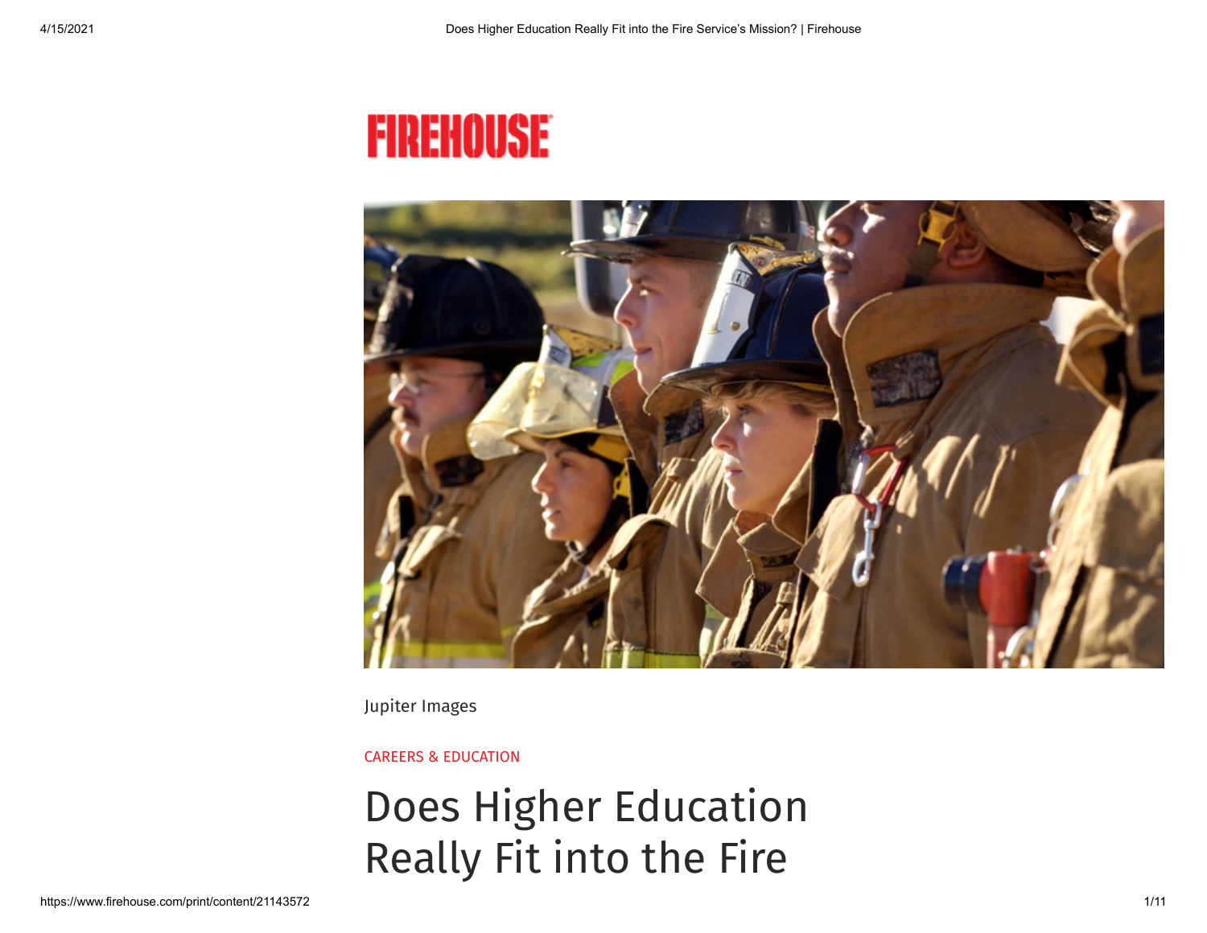FIREHOUSE

Jupiter Images

CAREERS & EDUCATION

# Does Higher Education Really Fit into the Fire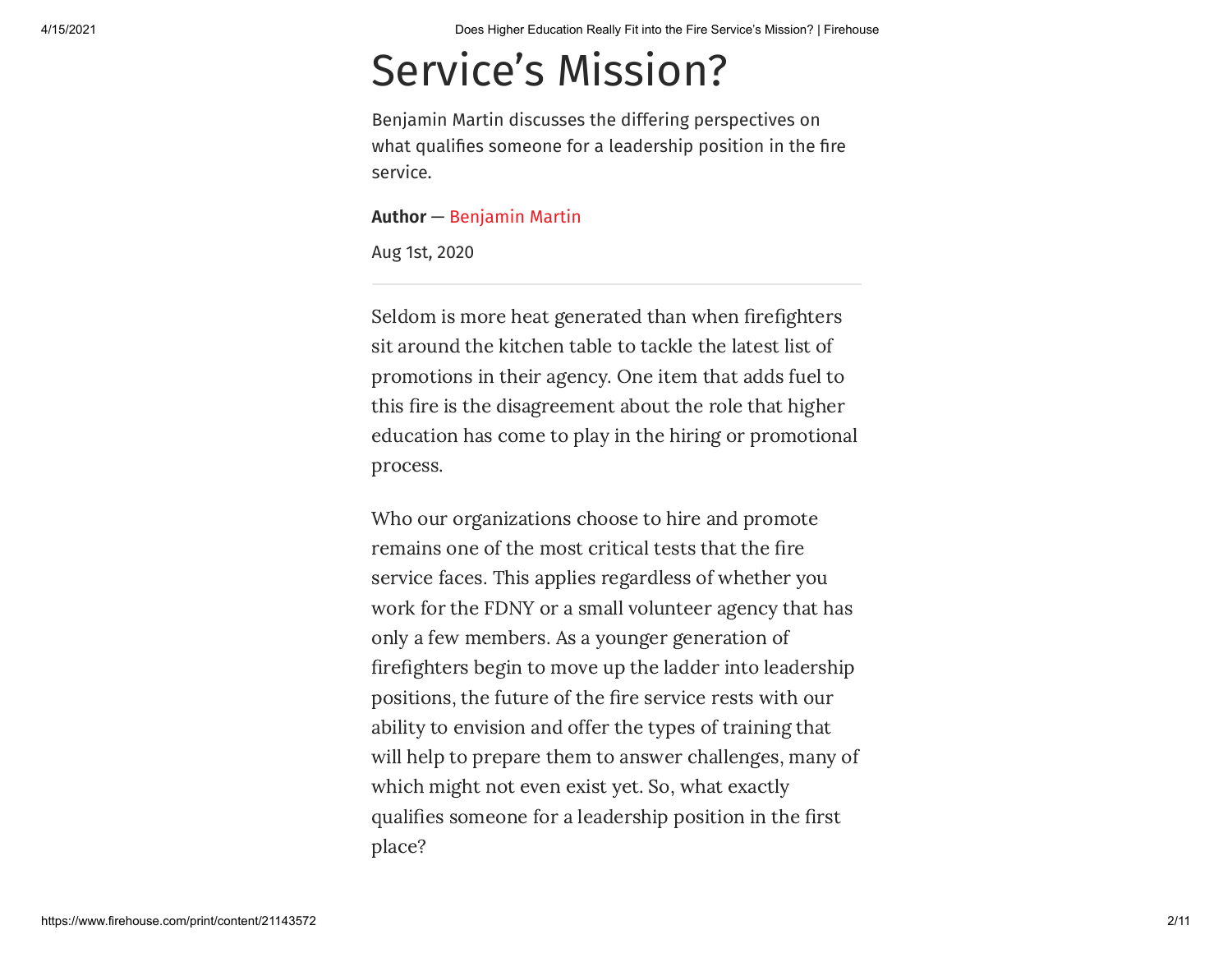# Service's Mission?

Benjamin Martin discusses the differing perspectives on what qualifies someone for a leadership position in the fire service.

**Author** — Benjamin Martin

Aug 1st, 2020

---

Seldom is more heat generated than when firefighters sit around the kitchen table to tackle the latest list of promotions in their agency. One item that adds fuel to this fire is the disagreement about the role that higher education has come to play in the hiring or promotional process.

Who our organizations choose to hire and promote remains one of the most critical tests that the fire service faces. This applies regardless of whether you work for the FDNY or a small volunteer agency that has only a few members. As a younger generation of firefighters begin to move up the ladder into leadership positions, the future of the fire service rests with our ability to envision and offer the types of training that will help to prepare them to answer challenges, many of which might not even exist yet. So, what exactly qualifies someone for a leadership position in the first place?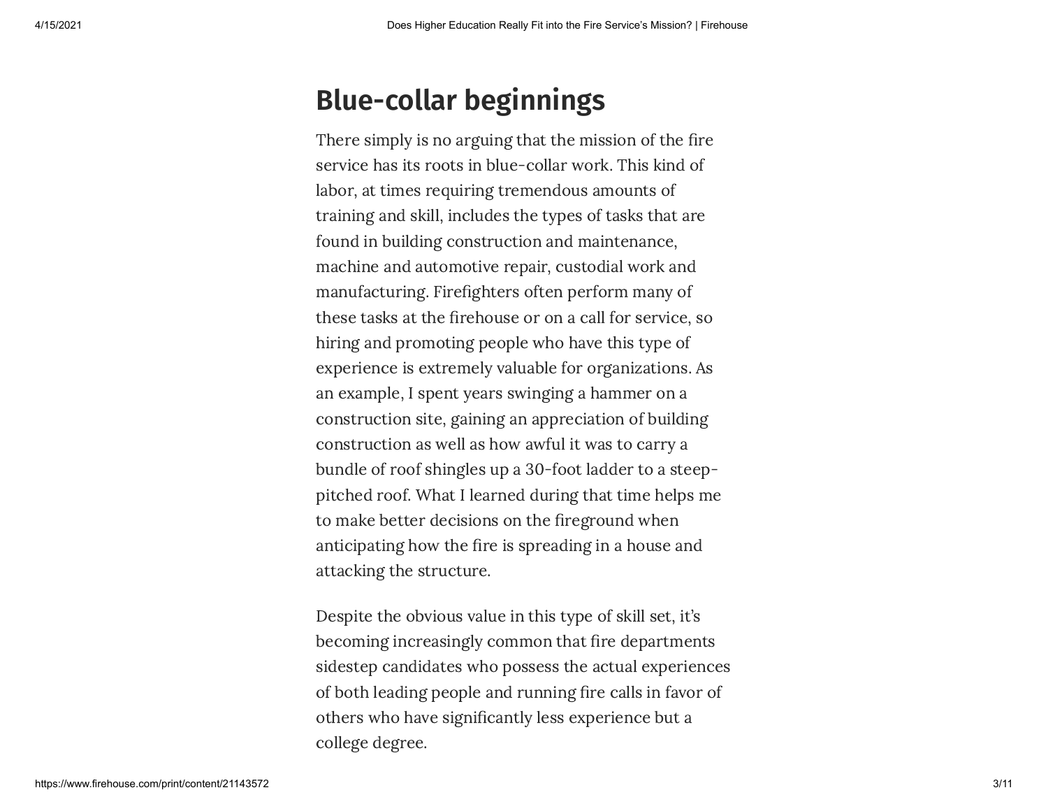## Blue-collar beginnings

There simply is no arguing that the mission of the fire service has its roots in blue-collar work. This kind of labor, at times requiring tremendous amounts of training and skill, includes the types of tasks that are found in building construction and maintenance, machine and automotive repair, custodial work and manufacturing. Firefighters often perform many of these tasks at the firehouse or on a call for service, so hiring and promoting people who have this type of experience is extremely valuable for organizations. As an example, I spent years swinging a hammer on a construction site, gaining an appreciation of building construction as well as how awful it was to carry a bundle of roof shingles up a 30-foot ladder to a steep-pitched roof. What I learned during that time helps me to make better decisions on the fireground when anticipating how the fire is spreading in a house and attacking the structure.

Despite the obvious value in this type of skill set, it's becoming increasingly common that fire departments sidestep candidates who possess the actual experiences of both leading people and running fire calls in favor of others who have significantly less experience but a college degree.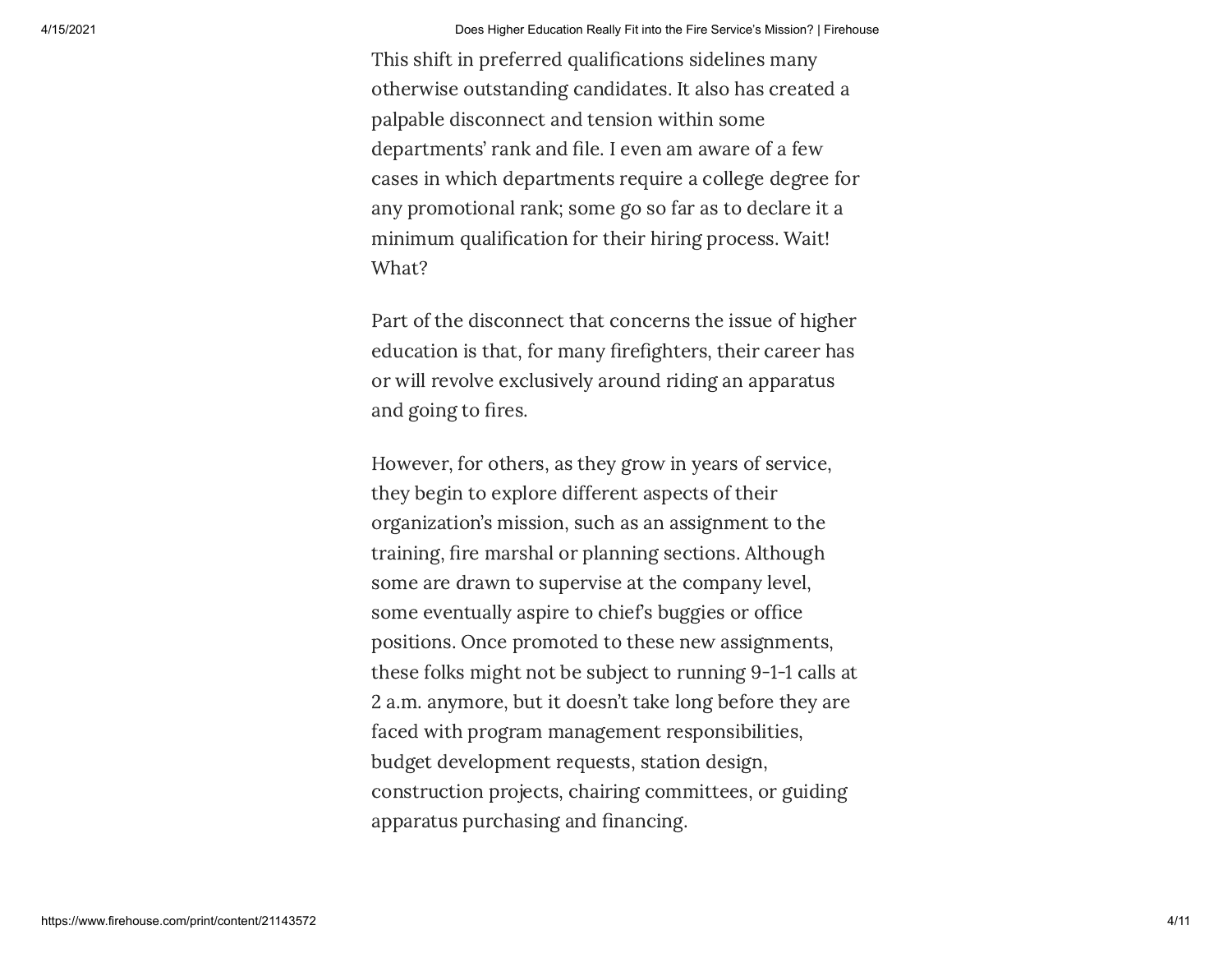This shift in preferred qualifications sidelines many otherwise outstanding candidates. It also has created a palpable disconnect and tension within some departments' rank and file. I even am aware of a few cases in which departments require a college degree for any promotional rank; some go so far as to declare it a minimum qualification for their hiring process. Wait! What?

Part of the disconnect that concerns the issue of higher education is that, for many firefighters, their career has or will revolve exclusively around riding an apparatus and going to fires.

However, for others, as they grow in years of service, they begin to explore different aspects of their organization's mission, such as an assignment to the training, fire marshal or planning sections. Although some are drawn to supervise at the company level, some eventually aspire to chief's buggies or office positions. Once promoted to these new assignments, these folks might not be subject to running 9-1-1 calls at 2 a.m. anymore, but it doesn't take long before they are faced with program management responsibilities, budget development requests, station design, construction projects, chairing committees, or guiding apparatus purchasing and financing.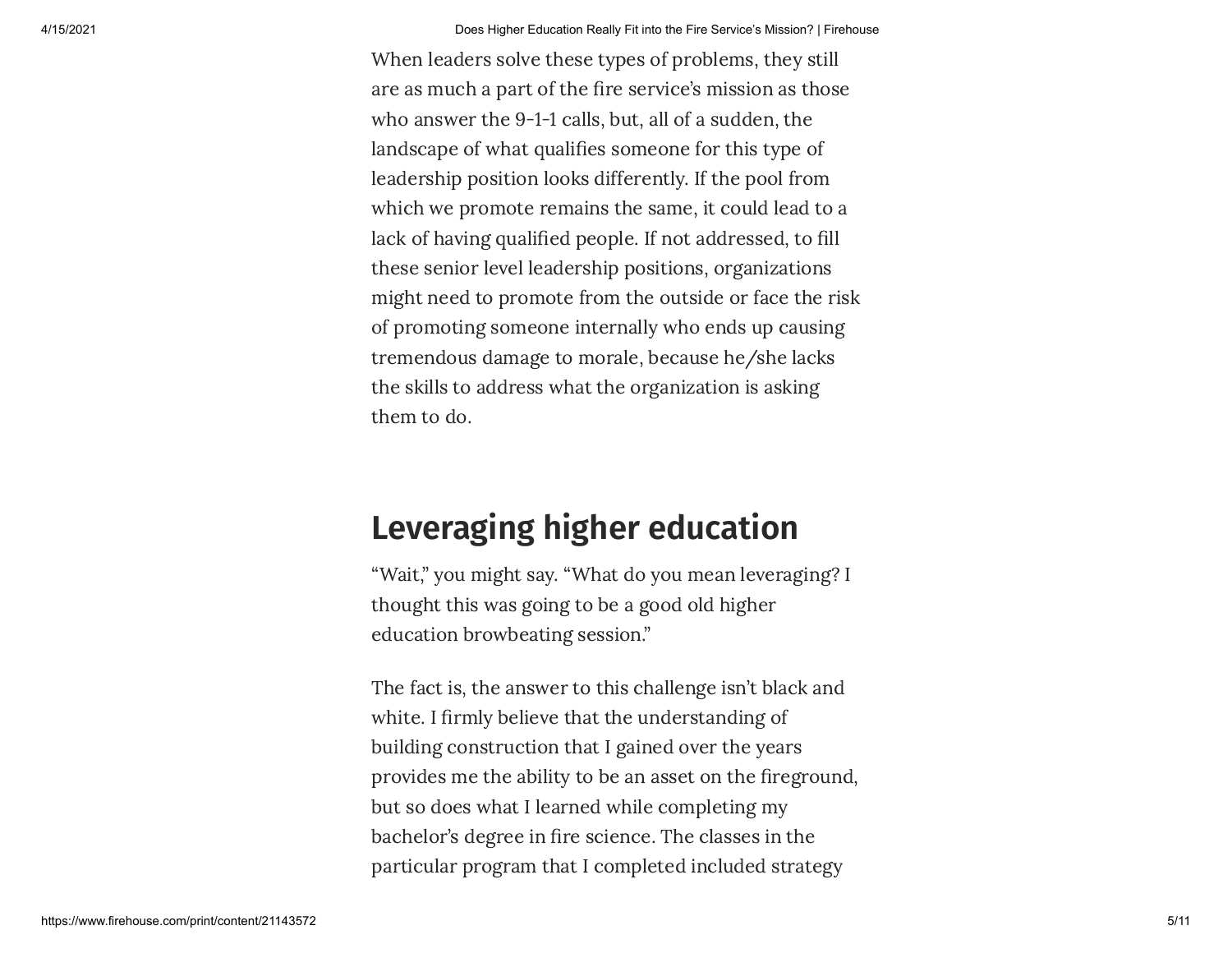When leaders solve these types of problems, they still are as much a part of the fire service's mission as those who answer the 9-1-1 calls, but, all of a sudden, the landscape of what qualifies someone for this type of leadership position looks differently. If the pool from which we promote remains the same, it could lead to a lack of having qualified people. If not addressed, to fill these senior level leadership positions, organizations might need to promote from the outside or face the risk of promoting someone internally who ends up causing tremendous damage to morale, because he/she lacks the skills to address what the organization is asking them to do.

## Leveraging higher education

"Wait," you might say. "What do you mean leveraging? I thought this was going to be a good old higher education browbeating session."

The fact is, the answer to this challenge isn't black and white. I firmly believe that the understanding of building construction that I gained over the years provides me the ability to be an asset on the fireground, but so does what I learned while completing my bachelor's degree in fire science. The classes in the particular program that I completed included strategy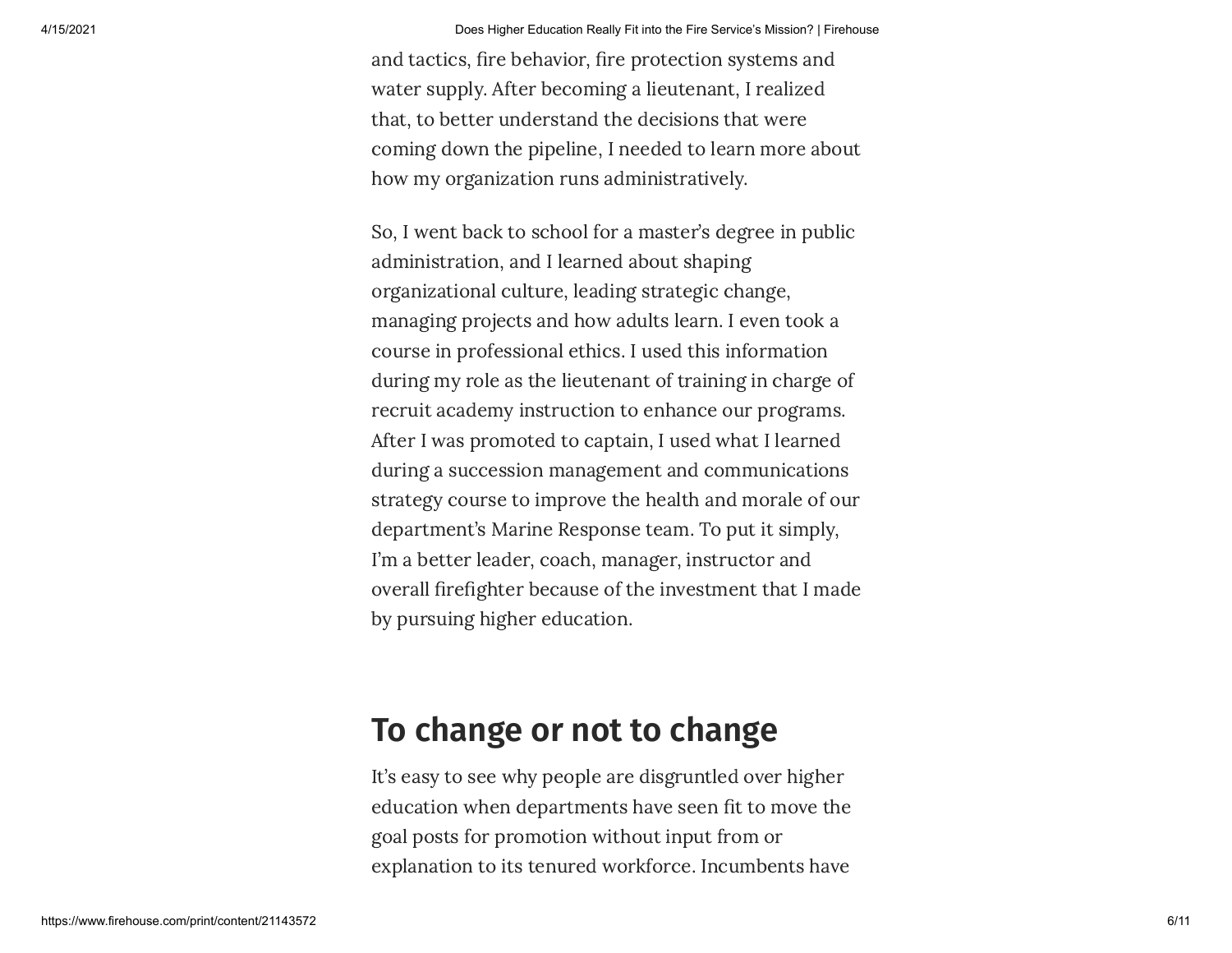and tactics, fire behavior, fire protection systems and water supply. After becoming a lieutenant, I realized that, to better understand the decisions that were coming down the pipeline, I needed to learn more about how my organization runs administratively.

So, I went back to school for a master's degree in public administration, and I learned about shaping organizational culture, leading strategic change, managing projects and how adults learn. I even took a course in professional ethics. I used this information during my role as the lieutenant of training in charge of recruit academy instruction to enhance our programs. After I was promoted to captain, I used what I learned during a succession management and communications strategy course to improve the health and morale of our department's Marine Response team. To put it simply, I'm a better leader, coach, manager, instructor and overall firefighter because of the investment that I made by pursuing higher education.

## To change or not to change

It's easy to see why people are disgruntled over higher education when departments have seen fit to move the goal posts for promotion without input from or explanation to its tenured workforce. Incumbents have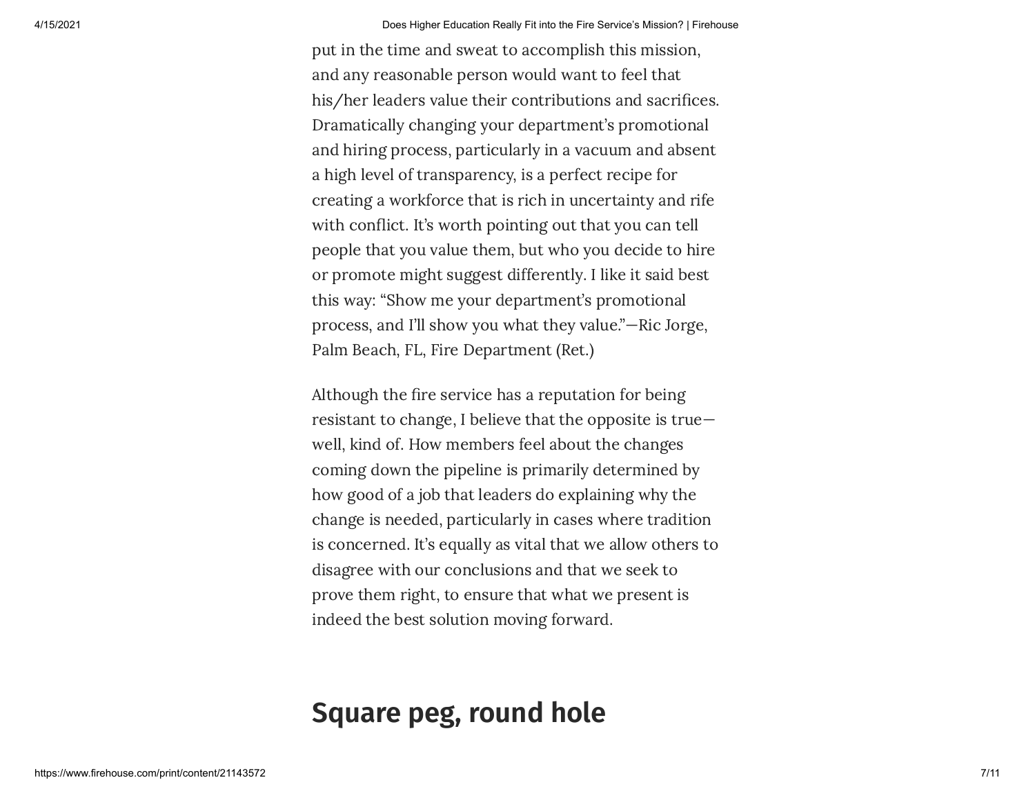put in the time and sweat to accomplish this mission, and any reasonable person would want to feel that his/her leaders value their contributions and sacrifices. Dramatically changing your department's promotional and hiring process, particularly in a vacuum and absent a high level of transparency, is a perfect recipe for creating a workforce that is rich in uncertainty and rife with conflict. It's worth pointing out that you can tell people that you value them, but who you decide to hire or promote might suggest differently. I like it said best this way: "Show me your department's promotional process, and I'll show you what they value."—Ric Jorge, Palm Beach, FL, Fire Department (Ret.)

Although the fire service has a reputation for being resistant to change, I believe that the opposite is true—well, kind of. How members feel about the changes coming down the pipeline is primarily determined by how good of a job that leaders do explaining why the change is needed, particularly in cases where tradition is concerned. It's equally as vital that we allow others to disagree with our conclusions and that we seek to prove them right, to ensure that what we present is indeed the best solution moving forward.

## Square peg, round hole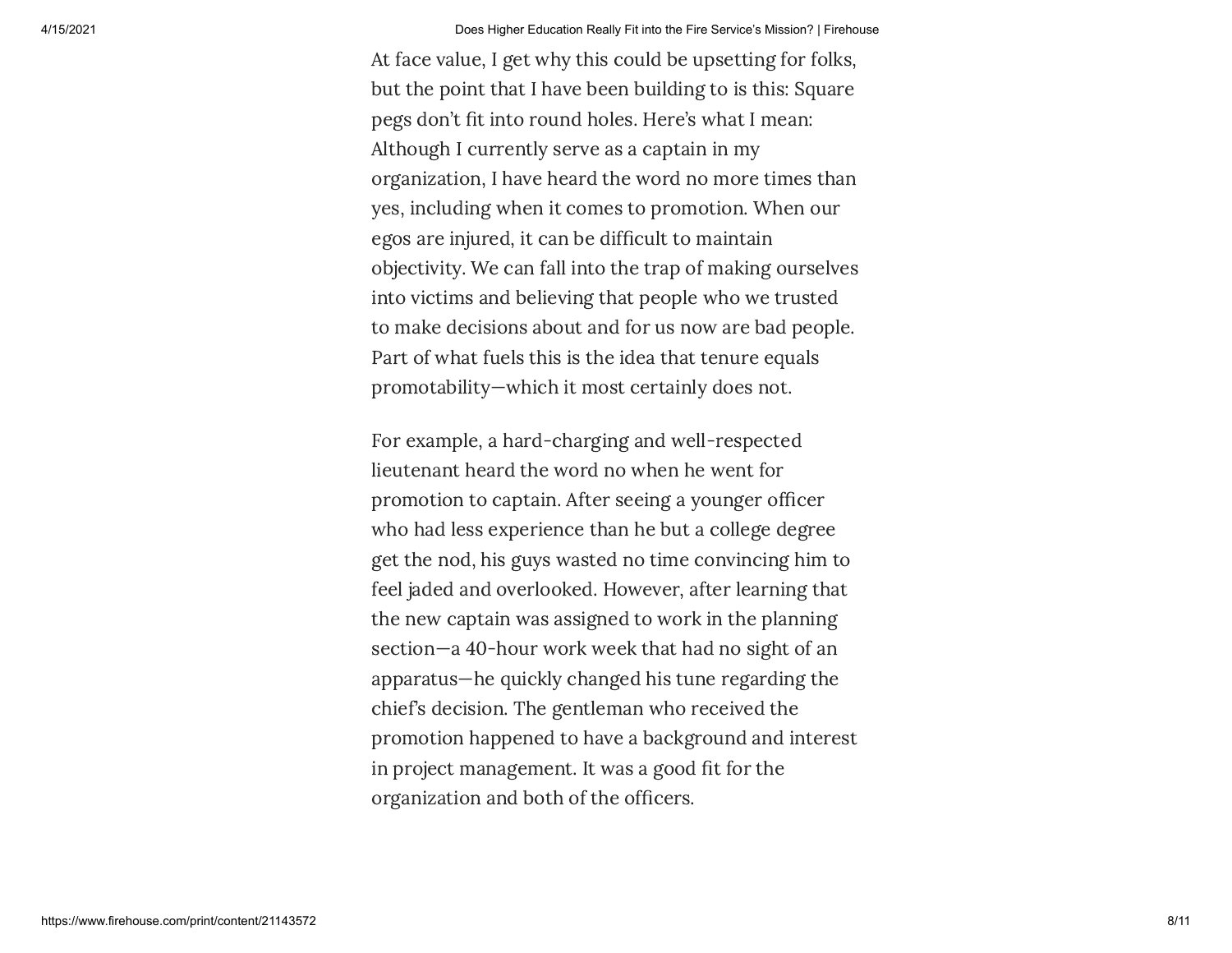At face value, I get why this could be upsetting for folks, but the point that I have been building to is this: Square pegs don't fit into round holes. Here's what I mean: Although I currently serve as a captain in my organization, I have heard the word no more times than yes, including when it comes to promotion. When our egos are injured, it can be difficult to maintain objectivity. We can fall into the trap of making ourselves into victims and believing that people who we trusted to make decisions about and for us now are bad people. Part of what fuels this is the idea that tenure equals promotability—which it most certainly does not.

For example, a hard-charging and well-respected lieutenant heard the word no when he went for promotion to captain. After seeing a younger officer who had less experience than he but a college degree get the nod, his guys wasted no time convincing him to feel jaded and overlooked. However, after learning that the new captain was assigned to work in the planning section—a 40-hour work week that had no sight of an apparatus—he quickly changed his tune regarding the chief's decision. The gentleman who received the promotion happened to have a background and interest in project management. It was a good fit for the organization and both of the officers.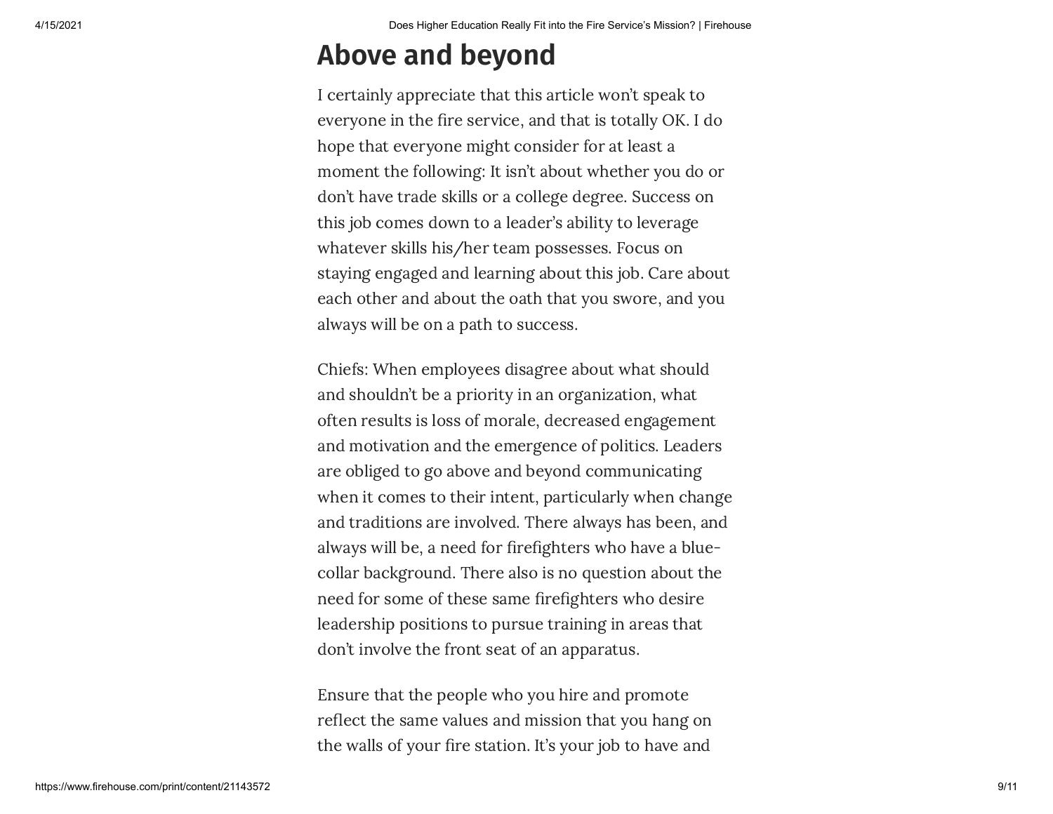## Above and beyond

I certainly appreciate that this article won't speak to everyone in the fire service, and that is totally OK. I do hope that everyone might consider for at least a moment the following: It isn't about whether you do or don't have trade skills or a college degree. Success on this job comes down to a leader's ability to leverage whatever skills his/her team possesses. Focus on staying engaged and learning about this job. Care about each other and about the oath that you swore, and you always will be on a path to success.

Chiefs: When employees disagree about what should and shouldn't be a priority in an organization, what often results is loss of morale, decreased engagement and motivation and the emergence of politics. Leaders are obliged to go above and beyond communicating when it comes to their intent, particularly when change and traditions are involved. There always has been, and always will be, a need for firefighters who have a blue-collar background. There also is no question about the need for some of these same firefighters who desire leadership positions to pursue training in areas that don't involve the front seat of an apparatus.

Ensure that the people who you hire and promote reflect the same values and mission that you hang on the walls of your fire station. It's your job to have and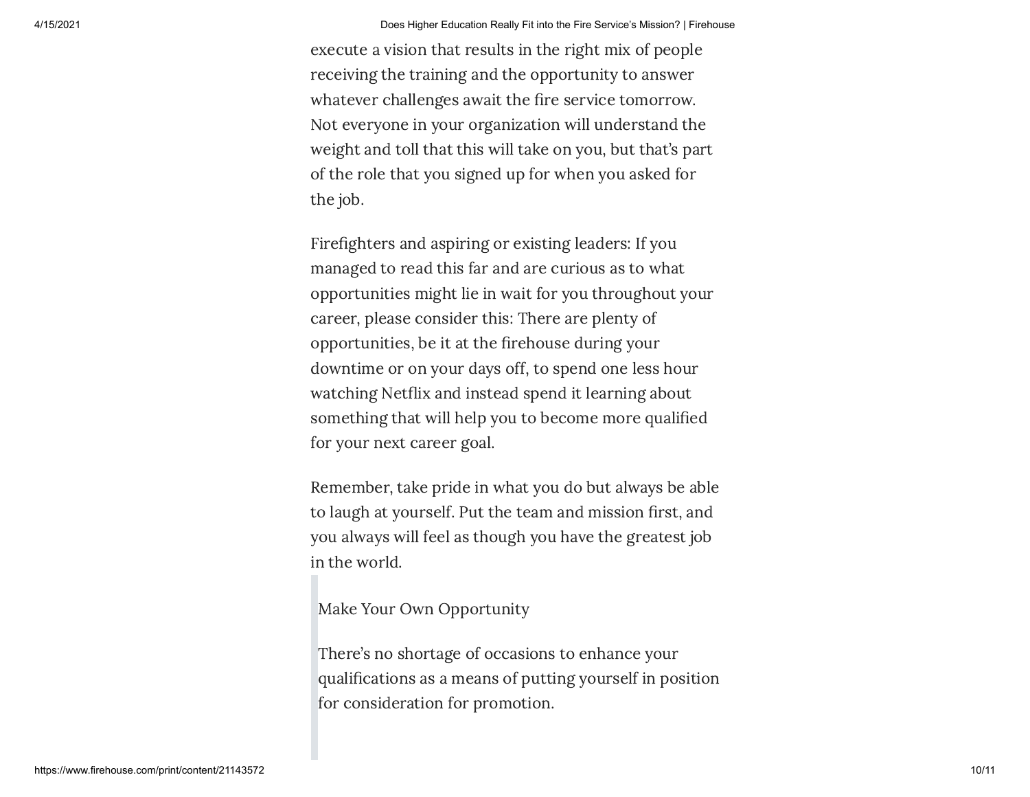execute a vision that results in the right mix of people receiving the training and the opportunity to answer whatever challenges await the fire service tomorrow. Not everyone in your organization will understand the weight and toll that this will take on you, but that's part of the role that you signed up for when you asked for the job.

Firefighters and aspiring or existing leaders: If you managed to read this far and are curious as to what opportunities might lie in wait for you throughout your career, please consider this: There are plenty of opportunities, be it at the firehouse during your downtime or on your days off, to spend one less hour watching Netflix and instead spend it learning about something that will help you to become more qualified for your next career goal.

Remember, take pride in what you do but always be able to laugh at yourself. Put the team and mission first, and you always will feel as though you have the greatest job in the world.

> Make Your Own Opportunity
>
> There's no shortage of occasions to enhance your qualifications as a means of putting yourself in position for consideration for promotion.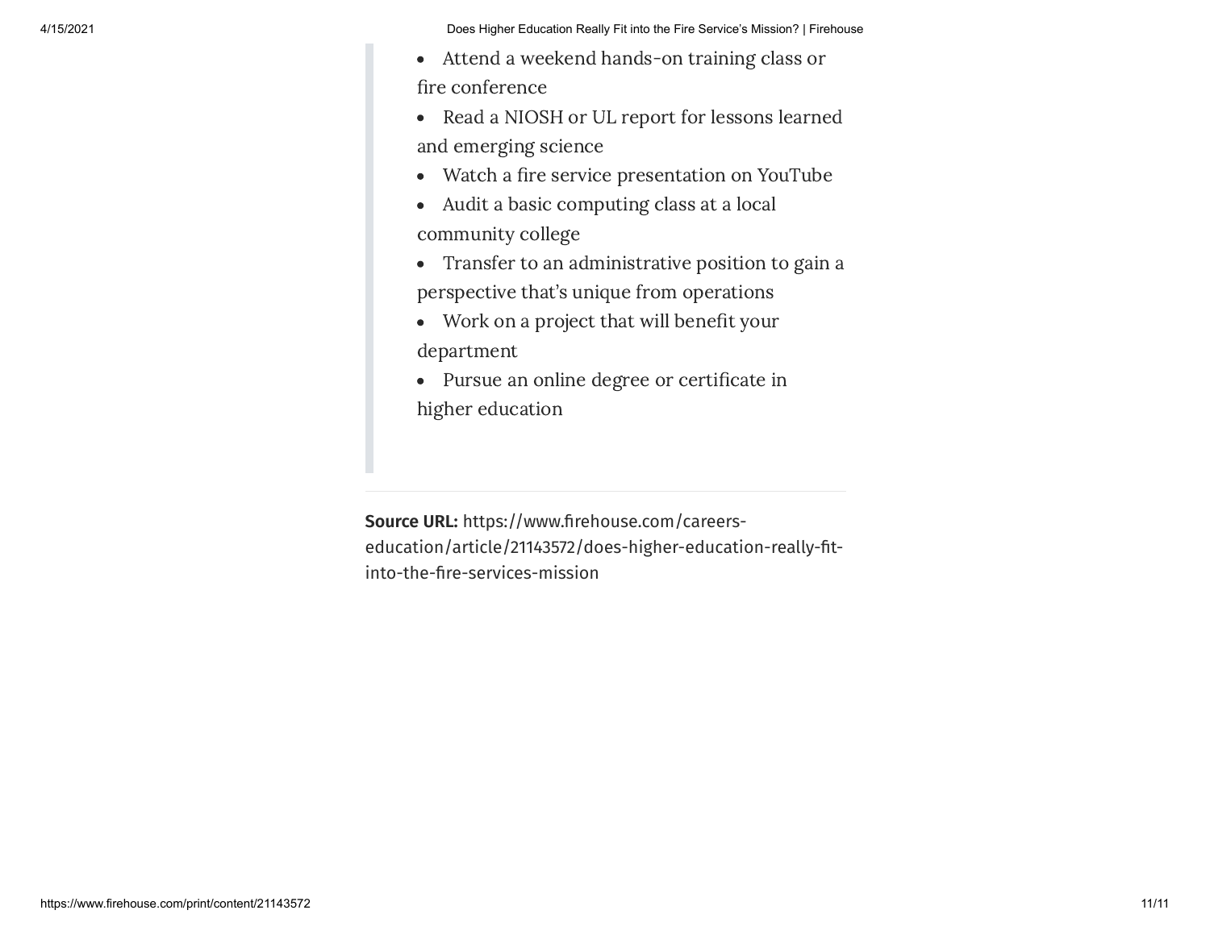- Attend a weekend hands-on training class or fire conference
- Read a NIOSH or UL report for lessons learned and emerging science
- Watch a fire service presentation on YouTube
- Audit a basic computing class at a local community college
- Transfer to an administrative position to gain a perspective that's unique from operations
- Work on a project that will benefit your department
- Pursue an online degree or certificate in higher education

---

**Source URL:** https://www.firehouse.com/careers-education/article/21143572/does-higher-education-really-fit-into-the-fire-services-mission